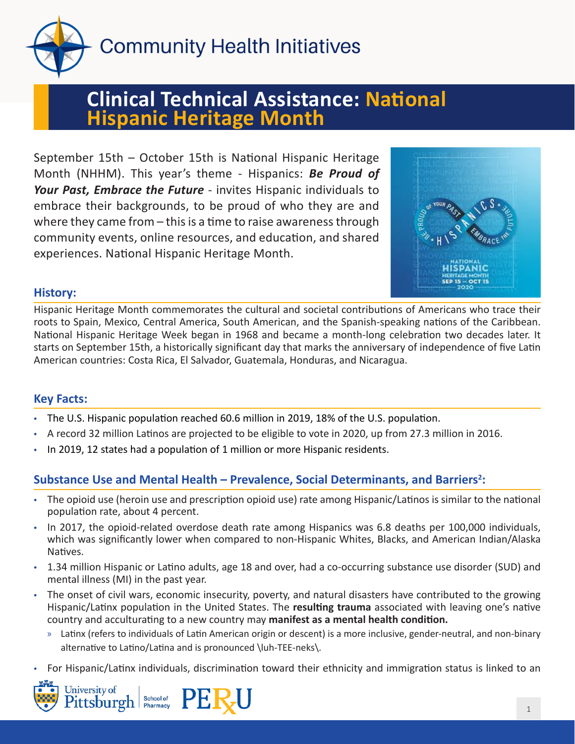Community Health Initiatives

# Clinical Technical Assistance: National Hispanic Heritage Month

September 15th – October 15th is National Hispanic Heritage Month (NHHM). This year's theme - Hispanics: ***Be Proud of Your Past, Embrace the Future*** - invites Hispanic individuals to embrace their backgrounds, to be proud of who they are and where they came from – this is a time to raise awareness through community events, online resources, and education, and shared experiences. National Hispanic Heritage Month.

## History:

Hispanic Heritage Month commemorates the cultural and societal contributions of Americans who trace their roots to Spain, Mexico, Central America, South American, and the Spanish-speaking nations of the Caribbean. National Hispanic Heritage Week began in 1968 and became a month-long celebration two decades later. It starts on September 15th, a historically significant day that marks the anniversary of independence of five Latin American countries: Costa Rica, El Salvador, Guatemala, Honduras, and Nicaragua.

## Key Facts:

- The U.S. Hispanic population reached 60.6 million in 2019, 18% of the U.S. population.
- A record 32 million Latinos are projected to be eligible to vote in 2020, up from 27.3 million in 2016.
- In 2019, 12 states had a population of 1 million or more Hispanic residents.

## Substance Use and Mental Health – Prevalence, Social Determinants, and Barriers[2]:

- The opioid use (heroin use and prescription opioid use) rate among Hispanic/Latinos is similar to the national population rate, about 4 percent.
- In 2017, the opioid-related overdose death rate among Hispanics was 6.8 deaths per 100,000 individuals, which was significantly lower when compared to non-Hispanic Whites, Blacks, and American Indian/Alaska Natives.
- 1.34 million Hispanic or Latino adults, age 18 and over, had a co-occurring substance use disorder (SUD) and mental illness (MI) in the past year.
- The onset of civil wars, economic insecurity, poverty, and natural disasters have contributed to the growing Hispanic/Latinx population in the United States. The **resulting trauma** associated with leaving one's native country and acculturating to a new country may **manifest as a mental health condition.**
  - Latinx (refers to individuals of Latin American origin or descent) is a more inclusive, gender-neutral, and non-binary alternative to Latino/Latina and is pronounced \luh-TEE-neks\.
- For Hispanic/Latinx individuals, discrimination toward their ethnicity and immigration status is linked to an

University of Pittsburgh School of Pharmacy PERU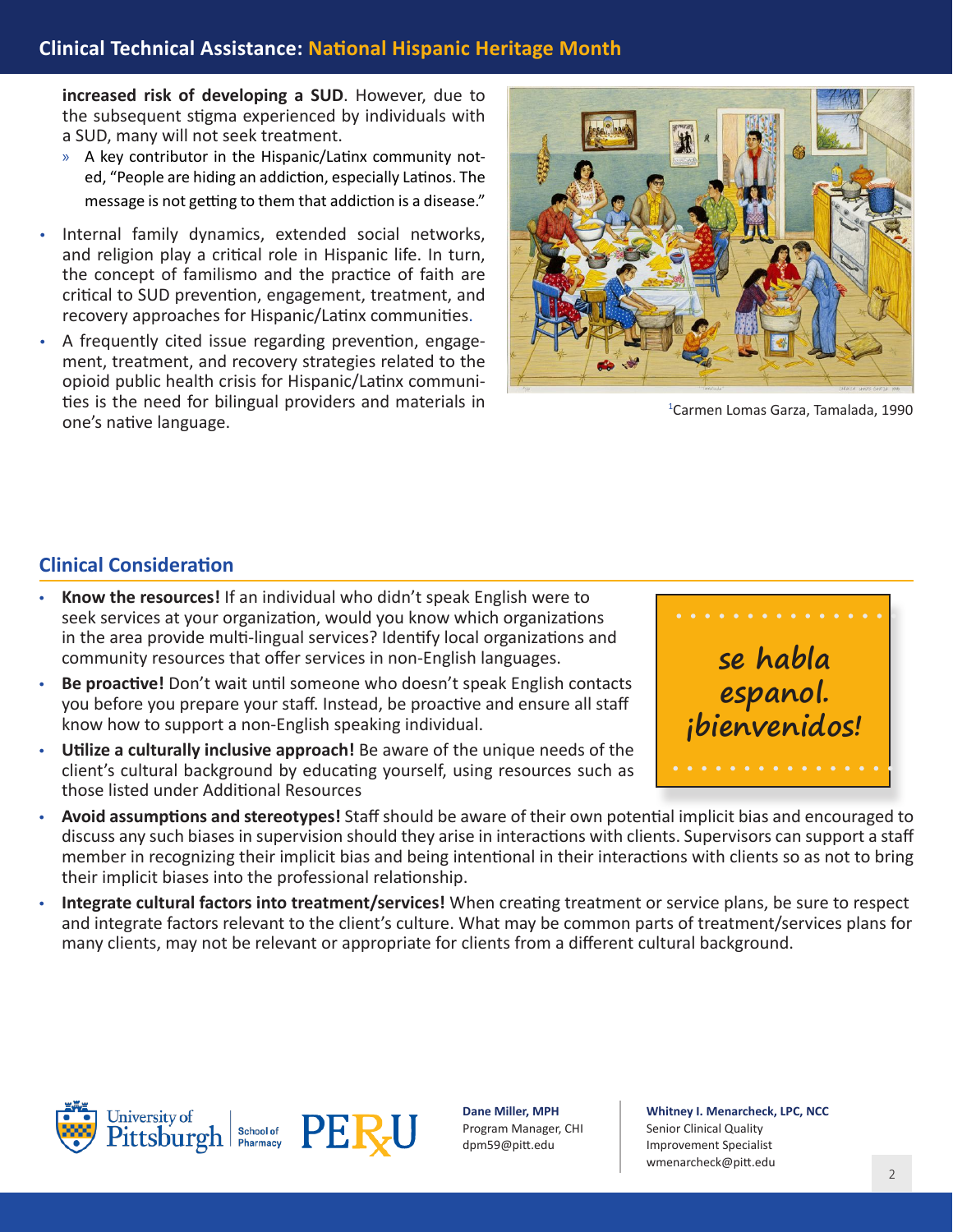**increased risk of developing a SUD**. However, due to the subsequent stigma experienced by individuals with a SUD, many will not seek treatment.

- A key contributor in the Hispanic/Latinx community noted, "People are hiding an addiction, especially Latinos. The message is not getting to them that addiction is a disease."

- Internal family dynamics, extended social networks, and religion play a critical role in Hispanic life. In turn, the concept of familismo and the practice of faith are critical to SUD prevention, engagement, treatment, and recovery approaches for Hispanic/Latinx communities.
- A frequently cited issue regarding prevention, engagement, treatment, and recovery strategies related to the opioid public health crisis for Hispanic/Latinx communities is the need for bilingual providers and materials in one's native language.

[1]Carmen Lomas Garza, Tamalada, 1990

## Clinical Consideration

- **Know the resources!** If an individual who didn't speak English were to seek services at your organization, would you know which organizations in the area provide multi-lingual services? Identify local organizations and community resources that offer services in non-English languages.
- **Be proactive!** Don't wait until someone who doesn't speak English contacts you before you prepare your staff. Instead, be proactive and ensure all staff know how to support a non-English speaking individual.
- **Utilize a culturally inclusive approach!** Be aware of the unique needs of the client's cultural background by educating yourself, using resources such as those listed under Additional Resources
- **Avoid assumptions and stereotypes!** Staff should be aware of their own potential implicit bias and encouraged to discuss any such biases in supervision should they arise in interactions with clients. Supervisors can support a staff member in recognizing their implicit bias and being intentional in their interactions with clients so as not to bring their implicit biases into the professional relationship.
- **Integrate cultural factors into treatment/services!** When creating treatment or service plans, be sure to respect and integrate factors relevant to the client's culture. What may be common parts of treatment/services plans for many clients, may not be relevant or appropriate for clients from a different cultural background.

se habla espanol. ¡bienvenidos!

**Dane Miller, MPH**
Program Manager, CHI
dpm59@pitt.edu

**Whitney I. Menarcheck, LPC, NCC**
Senior Clinical Quality Improvement Specialist
wmenarcheck@pitt.edu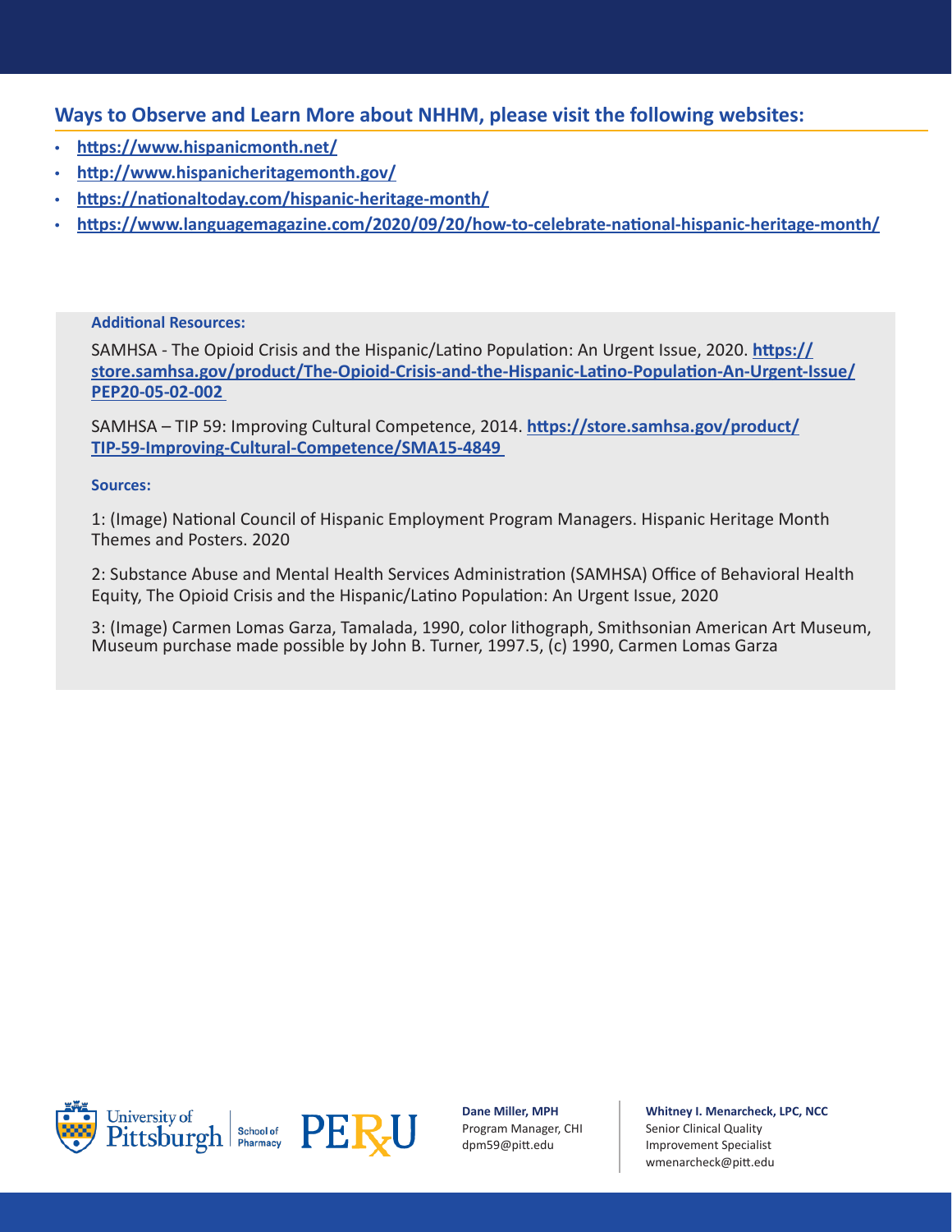## Ways to Observe and Learn More about NHHM, please visit the following websites:

- **https://www.hispanicmonth.net/**
- **http://www.hispanicheritagemonth.gov/**
- **https://nationaltoday.com/hispanic-heritage-month/**
- **https://www.languagemagazine.com/2020/09/20/how-to-celebrate-national-hispanic-heritage-month/**

**Additional Resources:**

SAMHSA - The Opioid Crisis and the Hispanic/Latino Population: An Urgent Issue, 2020. **https://store.samhsa.gov/product/The-Opioid-Crisis-and-the-Hispanic-Latino-Population-An-Urgent-Issue/PEP20-05-02-002**

SAMHSA – TIP 59: Improving Cultural Competence, 2014. **https://store.samhsa.gov/product/TIP-59-Improving-Cultural-Competence/SMA15-4849**

**Sources:**

1: (Image) National Council of Hispanic Employment Program Managers. Hispanic Heritage Month Themes and Posters. 2020

2: Substance Abuse and Mental Health Services Administration (SAMHSA) Office of Behavioral Health Equity, The Opioid Crisis and the Hispanic/Latino Population: An Urgent Issue, 2020

3: (Image) Carmen Lomas Garza, Tamalada, 1990, color lithograph, Smithsonian American Art Museum, Museum purchase made possible by John B. Turner, 1997.5, (c) 1990, Carmen Lomas Garza

University of Pittsburgh School of Pharmacy PERU

**Dane Miller, MPH**
Program Manager, CHI
dpm59@pitt.edu

**Whitney I. Menarcheck, LPC, NCC**
Senior Clinical Quality Improvement Specialist
wmenarcheck@pitt.edu